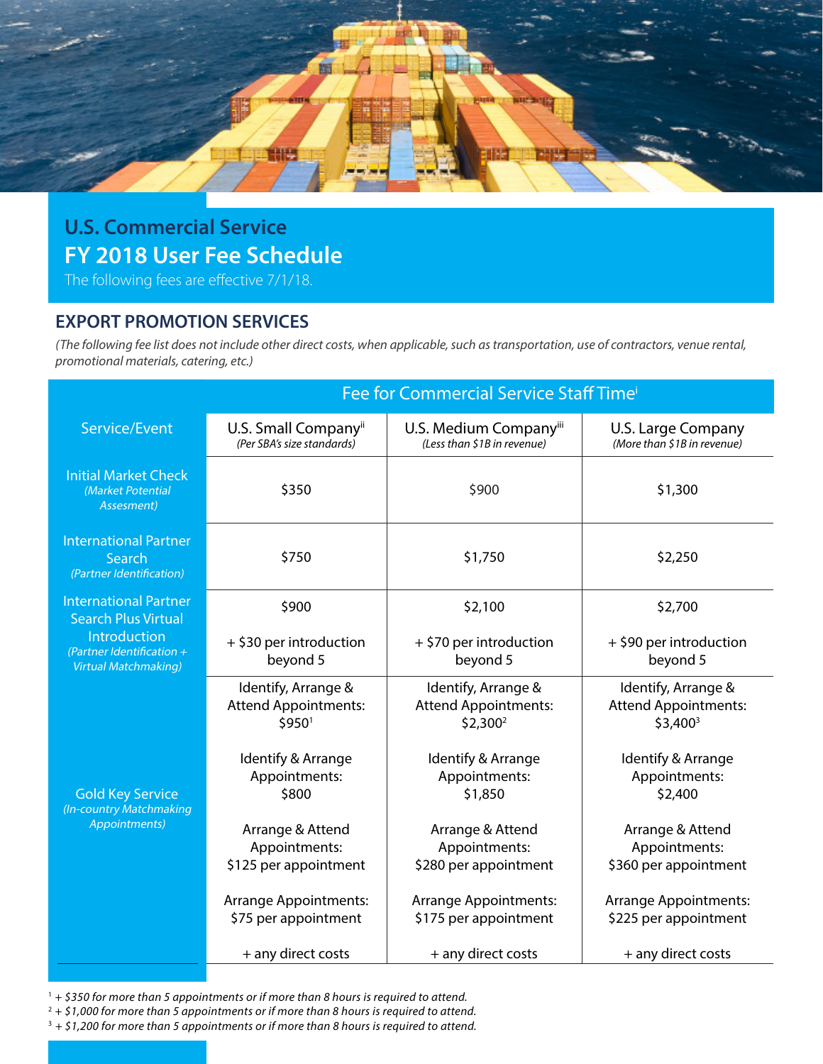# U.S. Commercial Service

## FY 2018 User Fee Schedule

The following fees are effective 7/1/18.

## EXPORT PROMOTION SERVICES

*(The following fee list does not include other direct costs, when applicable, such as transportation, use of contractors, venue rental, promotional materials, catering, etc.)*

| Service/Event | Fee for Commercial Service Staff Time[i] | | |
|---|---|---|---|
| | U.S. Small Company[ii] *(Per SBA's size standards)* | U.S. Medium Company[iii] *(Less than $1B in revenue)* | U.S. Large Company *(More than $1B in revenue)* |
| Initial Market Check *(Market Potential Assesment)* | $350 | $900 | $1,300 |
| International Partner Search *(Partner Identification)* | $750 | $1,750 | $2,250 |
| International Partner Search Plus Virtual Introduction *(Partner Identification + Virtual Matchmaking)* | $900<br><br>+ $30 per introduction beyond 5 | $2,100<br><br>+ $70 per introduction beyond 5 | $2,700<br><br>+ $90 per introduction beyond 5 |
| Gold Key Service *(In-country Matchmaking Appointments)* | Identify, Arrange & Attend Appointments: $950[1]<br><br>Identify & Arrange Appointments: $800<br><br>Arrange & Attend Appointments: $125 per appointment<br><br>Arrange Appointments: $75 per appointment<br><br>+ any direct costs | Identify, Arrange & Attend Appointments: $2,300[2]<br><br>Identify & Arrange Appointments: $1,850<br><br>Arrange & Attend Appointments: $280 per appointment<br><br>Arrange Appointments: $175 per appointment<br><br>+ any direct costs | Identify, Arrange & Attend Appointments: $3,400[3]<br><br>Identify & Arrange Appointments: $2,400<br><br>Arrange & Attend Appointments: $360 per appointment<br><br>Arrange Appointments: $225 per appointment<br><br>+ any direct costs |

[1] *+ $350 for more than 5 appointments or if more than 8 hours is required to attend.*
[2] *+ $1,000 for more than 5 appointments or if more than 8 hours is required to attend.*
[3] *+ $1,200 for more than 5 appointments or if more than 8 hours is required to attend.*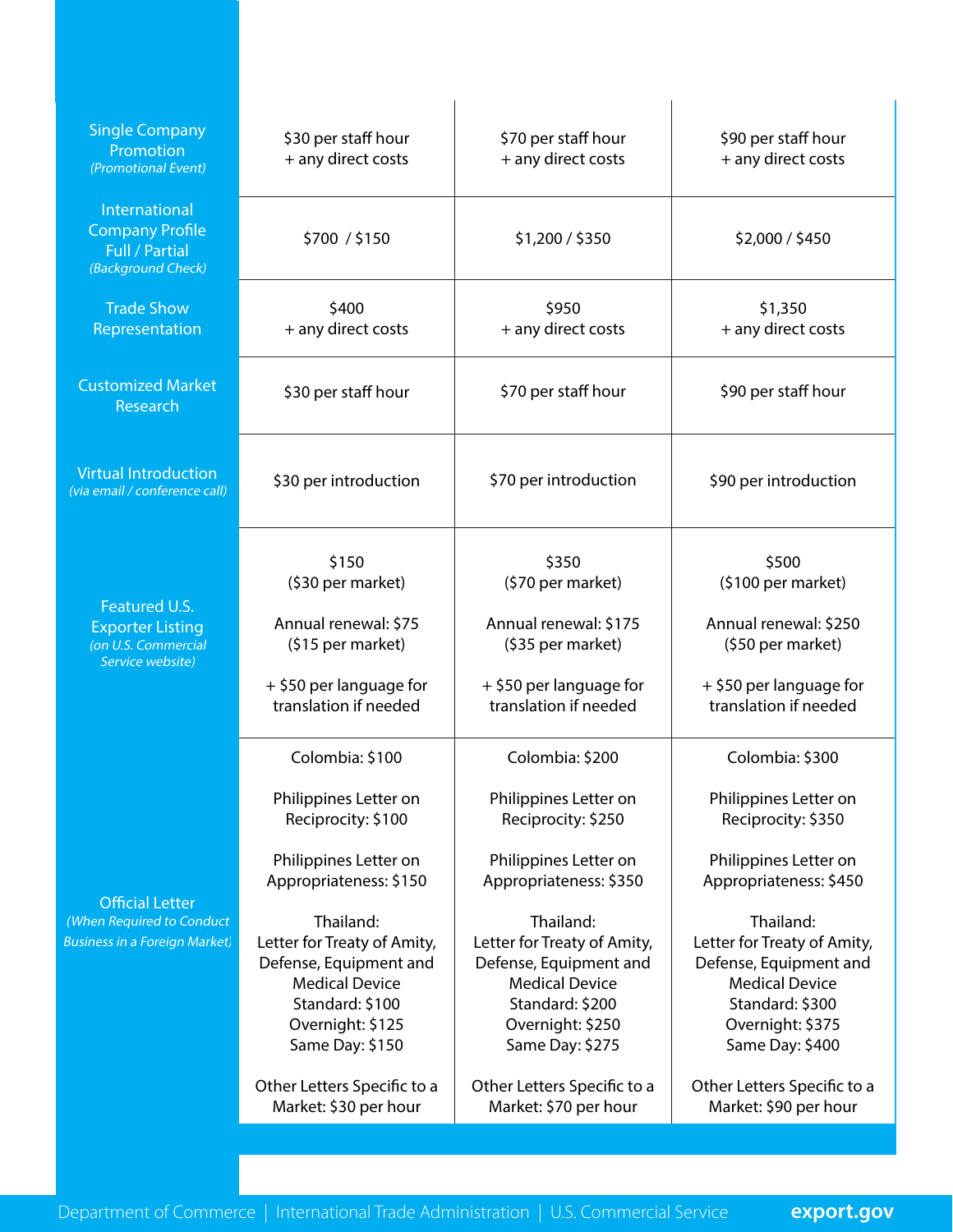| | | | |
|---|---|---|---|
| Single Company Promotion *(Promotional Event)* | $30 per staff hour + any direct costs | $70 per staff hour + any direct costs | $90 per staff hour + any direct costs |
| International Company Profile Full / Partial *(Background Check)* | $700 / $150 | $1,200 / $350 | $2,000 / $450 |
| Trade Show Representation | $400 + any direct costs | $950 + any direct costs | $1,350 + any direct costs |
| Customized Market Research | $30 per staff hour | $70 per staff hour | $90 per staff hour |
| Virtual Introduction *(via email / conference call)* | $30 per introduction | $70 per introduction | $90 per introduction |
| Featured U.S. Exporter Listing *(on U.S. Commercial Service website)* | $150 ($30 per market)<br><br>Annual renewal: $75 ($15 per market)<br><br>+ $50 per language for translation if needed | $350 ($70 per market)<br><br>Annual renewal: $175 ($35 per market)<br><br>+ $50 per language for translation if needed | $500 ($100 per market)<br><br>Annual renewal: $250 ($50 per market)<br><br>+ $50 per language for translation if needed |
| Official Letter *(When Required to Conduct Business in a Foreign Market)* | Colombia: $100<br><br>Philippines Letter on Reciprocity: $100<br><br>Philippines Letter on Appropriateness: $150<br><br>Thailand: Letter for Treaty of Amity, Defense, Equipment and Medical Device<br>Standard: $100<br>Overnight: $125<br>Same Day: $150<br><br>Other Letters Specific to a Market: $30 per hour | Colombia: $200<br><br>Philippines Letter on Reciprocity: $250<br><br>Philippines Letter on Appropriateness: $350<br><br>Thailand: Letter for Treaty of Amity, Defense, Equipment and Medical Device<br>Standard: $200<br>Overnight: $250<br>Same Day: $275<br><br>Other Letters Specific to a Market: $70 per hour | Colombia: $300<br><br>Philippines Letter on Reciprocity: $350<br><br>Philippines Letter on Appropriateness: $450<br><br>Thailand: Letter for Treaty of Amity, Defense, Equipment and Medical Device<br>Standard: $300<br>Overnight: $375<br>Same Day: $400<br><br>Other Letters Specific to a Market: $90 per hour |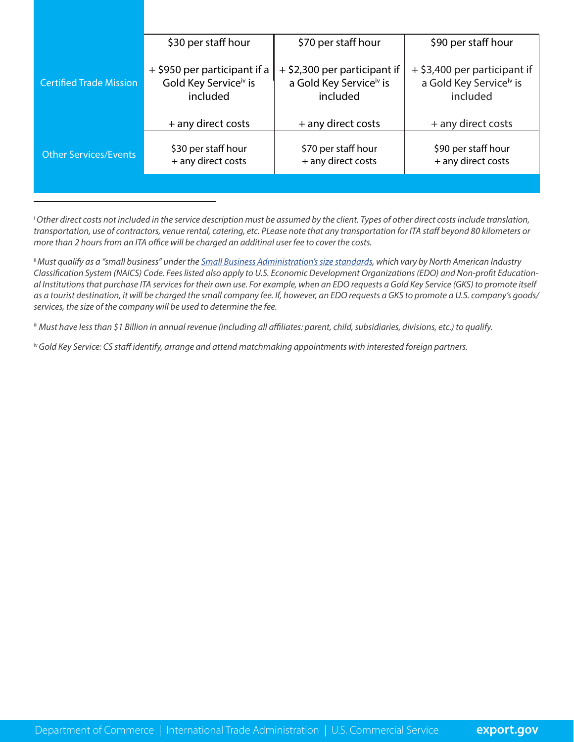| | | | |
|---|---|---|---|
| Certified Trade Mission | $30 per staff hour<br><br>+ $950 per participant if a Gold Key Service[iv] is included<br><br>+ any direct costs | $70 per staff hour<br><br>+ $2,300 per participant if a Gold Key Service[iv] is included<br><br>+ any direct costs | $90 per staff hour<br><br>+ $3,400 per participant if a Gold Key Service[iv] is included<br><br>+ any direct costs |
| Other Services/Events | $30 per staff hour<br>+ any direct costs | $70 per staff hour<br>+ any direct costs | $90 per staff hour<br>+ any direct costs |

---

[i] *Other direct costs not included in the service description must be assumed by the client. Types of other direct costs include translation, transportation, use of contractors, venue rental, catering, etc. PLease note that any transportation for ITA staff beyond 80 kilometers or more than 2 hours from an ITA office will be charged an additinal user fee to cover the costs.*

[ii] *Must qualify as a "small business" under the Small Business Administration's size standards, which vary by North American Industry Classification System (NAICS) Code. Fees listed also apply to U.S. Economic Development Organizations (EDO) and Non-profit Educational Institutions that purchase ITA services for their own use. For example, when an EDO requests a Gold Key Service (GKS) to promote itself as a tourist destination, it will be charged the small company fee. If, however, an EDO requests a GKS to promote a U.S. company's goods/services, the size of the company will be used to determine the fee.*

[iii] *Must have less than $1 Billion in annual revenue (including all affiliates: parent, child, subsidiaries, divisions, etc.) to qualify.*

[iv] *Gold Key Service: CS staff identify, arrange and attend matchmaking appointments with interested foreign partners.*